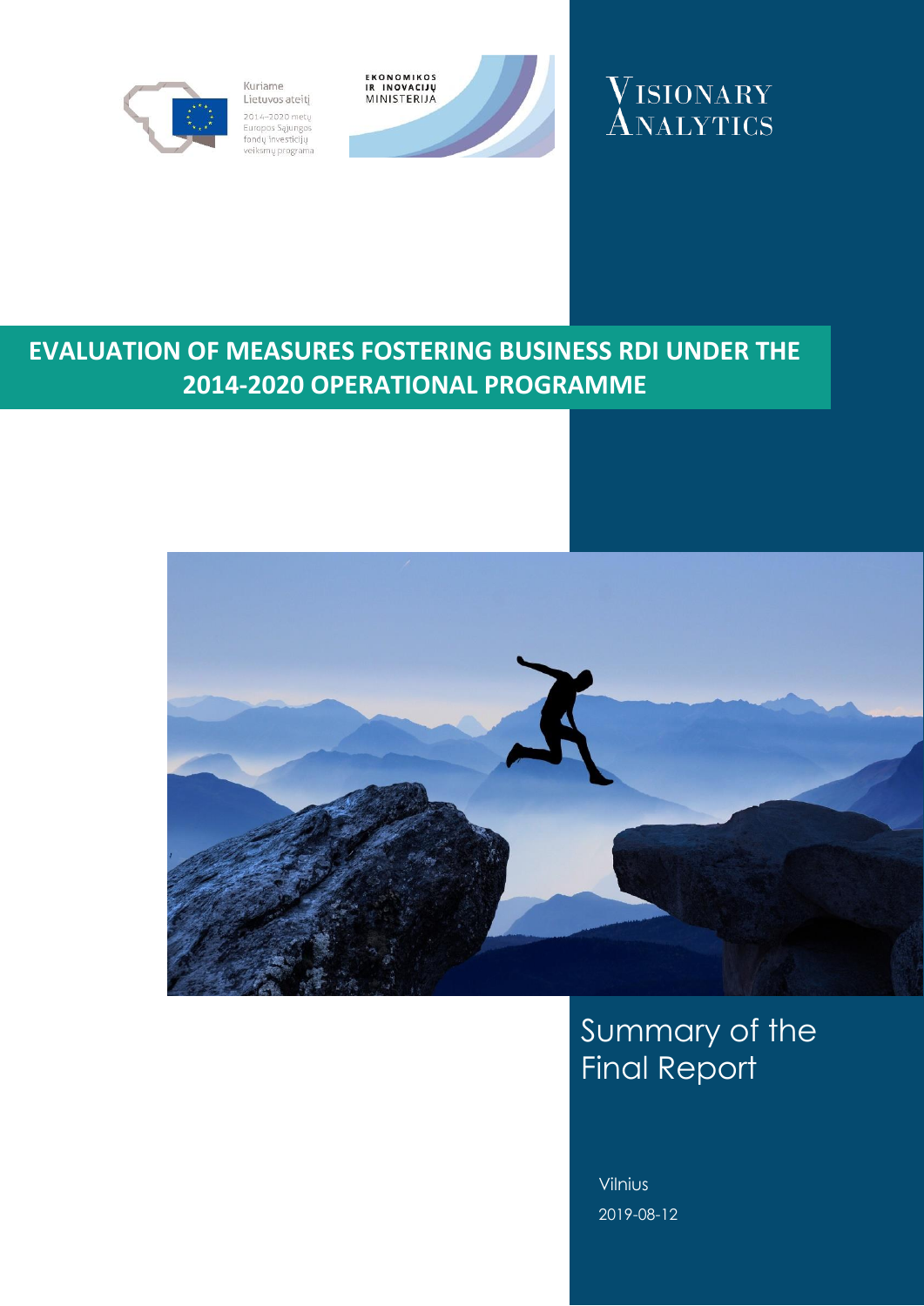Kuriame Lietuvos ateitį

2014–2020 metų Europos Sąjungos fondų investicijų veiksmų programa

EKONOMIKOS IR INOVACIJŲ MINISTERIJA

VISIONARY ANALYTICS

# EVALUATION OF MEASURES FOSTERING BUSINESS RDI UNDER THE 2014-2020 OPERATIONAL PROGRAMME

## Summary of the Final Report

Vilnius

2019-08-12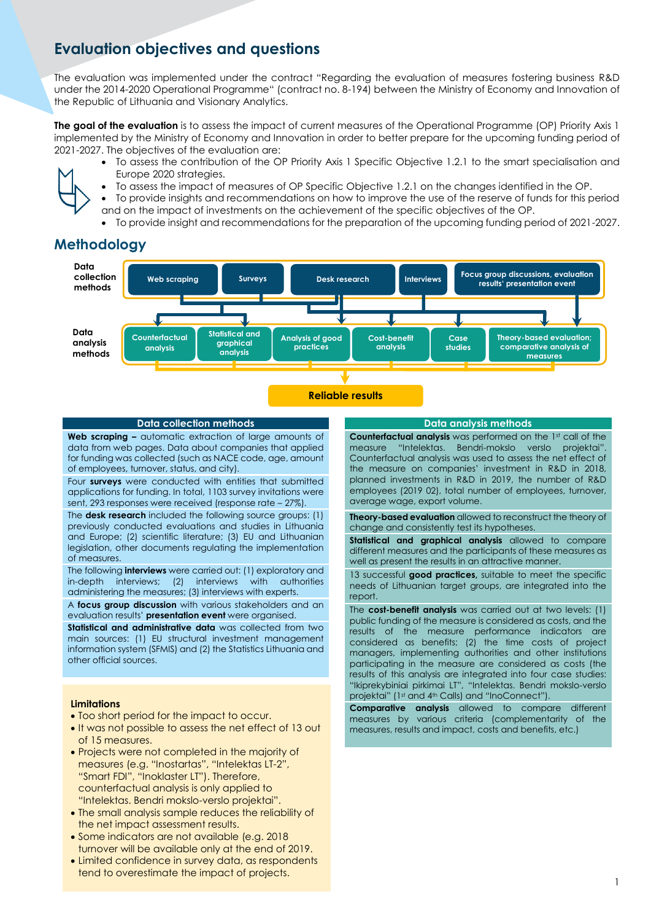## Evaluation objectives and questions

The evaluation was implemented under the contract "Regarding the evaluation of measures fostering business R&D under the 2014-2020 Operational Programme" (contract no. 8-194) between the Ministry of Economy and Innovation of the Republic of Lithuania and Visionary Analytics.

**The goal of the evaluation** is to assess the impact of current measures of the Operational Programme (OP) Priority Axis 1 implemented by the Ministry of Economy and Innovation in order to better prepare for the upcoming funding period of 2021-2027. The objectives of the evaluation are:

- To assess the contribution of the OP Priority Axis 1 Specific Objective 1.2.1 to the smart specialisation and Europe 2020 strategies.
- To assess the impact of measures of OP Specific Objective 1.2.1 on the changes identified in the OP.
- To provide insights and recommendations on how to improve the use of the reserve of funds for this period and on the impact of investments on the achievement of the specific objectives of the OP.
- To provide insight and recommendations for the preparation of the upcoming funding period of 2021-2027.

## Methodology

**Data collection methods:** Web scraping; Surveys; Desk research; Interviews; Focus group discussions, evaluation results' presentation event

**Data analysis methods:** Counterfactual analysis; Statistical and graphical analysis; Analysis of good practices; Cost-benefit analysis; Case studies; Theory-based evaluation; comparative analysis of measures

**Reliable results**

### Data collection methods

**Web scraping –** automatic extraction of large amounts of data from web pages. Data about companies that applied for funding was collected (such as NACE code, age, amount of employees, turnover, status, and city).

Four **surveys** were conducted with entities that submitted applications for funding. In total, 1103 survey invitations were sent, 293 responses were received (response rate – 27%).

The **desk research** included the following source groups: (1) previously conducted evaluations and studies in Lithuania and Europe; (2) scientific literature; (3) EU and Lithuanian legislation, other documents regulating the implementation of measures.

The following **interviews** were carried out: (1) exploratory and in-depth interviews; (2) interviews with authorities administering the measures; (3) interviews with experts.

A **focus group discussion** with various stakeholders and an evaluation results' **presentation event** were organised.

**Statistical and administrative data** was collected from two main sources: (1) EU structural investment management information system (SFMIS) and (2) the Statistics Lithuania and other official sources.

#### Limitations

- Too short period for the impact to occur.
- It was not possible to assess the net effect of 13 out of 15 measures.
- Projects were not completed in the majority of measures (e.g. "Inostartas", "Intelektas LT-2", "Smart FDI", "Inoklaster LT"). Therefore, counterfactual analysis is only applied to "Intelektas. Bendri mokslo-verslo projektai".
- The small analysis sample reduces the reliability of the net impact assessment results.
- Some indicators are not available (e.g. 2018 turnover will be available only at the end of 2019.
- Limited confidence in survey data, as respondents tend to overestimate the impact of projects.

### Data analysis methods

**Counterfactual analysis** was performed on the 1st call of the measure "Intelektas. Bendri-mokslo verslo projektai". Counterfactual analysis was used to assess the net effect of the measure on companies' investment in R&D in 2018, planned investments in R&D in 2019, the number of R&D employees (2019 02), total number of employees, turnover, average wage, export volume.

**Theory-based evaluation** allowed to reconstruct the theory of change and consistently test its hypotheses.

**Statistical and graphical analysis** allowed to compare different measures and the participants of these measures as well as present the results in an attractive manner.

13 successful **good practices,** suitable to meet the specific needs of Lithuanian target groups, are integrated into the report.

The **cost-benefit analysis** was carried out at two levels: (1) public funding of the measure is considered as costs, and the results of the measure performance indicators are considered as benefits; (2) the time costs of project managers, implementing authorities and other institutions participating in the measure are considered as costs (the results of this analysis are integrated into four case studies: "Ikiprekybiniai pirkimai LT", "Intelektas. Bendri mokslo-verslo projektai" (1st and 4th Calls) and "InoConnect").

**Comparative analysis** allowed to compare different measures by various criteria (complementarity of the measures, results and impact, costs and benefits, etc.)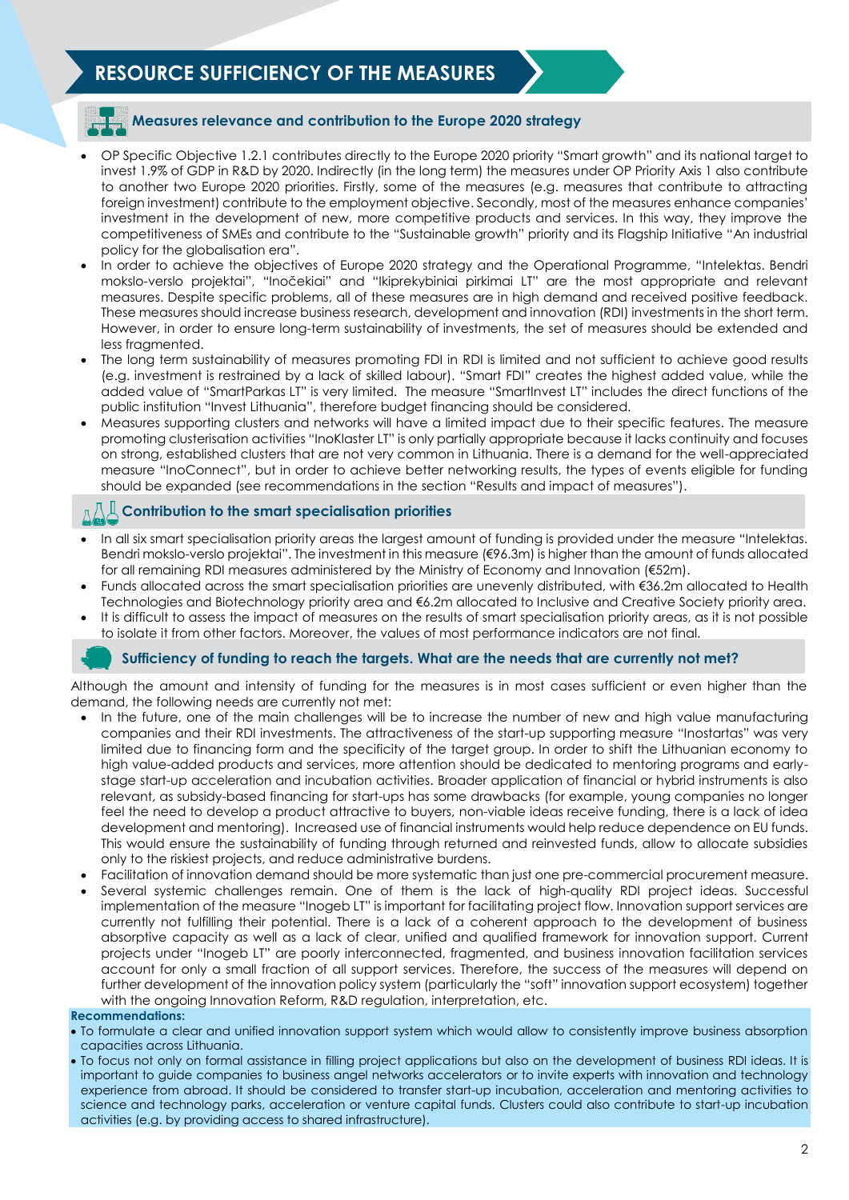# RESOURCE SUFFICIENCY OF THE MEASURES

### Measures relevance and contribution to the Europe 2020 strategy

- OP Specific Objective 1.2.1 contributes directly to the Europe 2020 priority "Smart growth" and its national target to invest 1.9% of GDP in R&D by 2020. Indirectly (in the long term) the measures under OP Priority Axis 1 also contribute to another two Europe 2020 priorities. Firstly, some of the measures (e.g. measures that contribute to attracting foreign investment) contribute to the employment objective. Secondly, most of the measures enhance companies' investment in the development of new, more competitive products and services. In this way, they improve the competitiveness of SMEs and contribute to the "Sustainable growth" priority and its Flagship Initiative "An industrial policy for the globalisation era".
- In order to achieve the objectives of Europe 2020 strategy and the Operational Programme, "Intelektas. Bendri mokslo-verslo projektai", "Inočekiai" and "Ikiprekybiniai pirkimai LT" are the most appropriate and relevant measures. Despite specific problems, all of these measures are in high demand and received positive feedback. These measures should increase business research, development and innovation (RDI) investments in the short term. However, in order to ensure long-term sustainability of investments, the set of measures should be extended and less fragmented.
- The long term sustainability of measures promoting FDI in RDI is limited and not sufficient to achieve good results (e.g. investment is restrained by a lack of skilled labour). "Smart FDI" creates the highest added value, while the added value of "SmartParkas LT" is very limited. The measure "SmartInvest LT" includes the direct functions of the public institution "Invest Lithuania", therefore budget financing should be considered.
- Measures supporting clusters and networks will have a limited impact due to their specific features. The measure promoting clusterisation activities "InoKlaster LT" is only partially appropriate because it lacks continuity and focuses on strong, established clusters that are not very common in Lithuania. There is a demand for the well-appreciated measure "InoConnect", but in order to achieve better networking results, the types of events eligible for funding should be expanded (see recommendations in the section "Results and impact of measures").

### Contribution to the smart specialisation priorities

- In all six smart specialisation priority areas the largest amount of funding is provided under the measure "Intelektas. Bendri mokslo-verslo projektai". The investment in this measure (€96.3m) is higher than the amount of funds allocated for all remaining RDI measures administered by the Ministry of Economy and Innovation (€52m).
- Funds allocated across the smart specialisation priorities are unevenly distributed, with €36.2m allocated to Health Technologies and Biotechnology priority area and €6.2m allocated to Inclusive and Creative Society priority area.
- It is difficult to assess the impact of measures on the results of smart specialisation priority areas, as it is not possible to isolate it from other factors. Moreover, the values of most performance indicators are not final.

### Sufficiency of funding to reach the targets. What are the needs that are currently not met?

Although the amount and intensity of funding for the measures is in most cases sufficient or even higher than the demand, the following needs are currently not met:

- In the future, one of the main challenges will be to increase the number of new and high value manufacturing companies and their RDI investments. The attractiveness of the start-up supporting measure "Inostartas" was very limited due to financing form and the specificity of the target group. In order to shift the Lithuanian economy to high value-added products and services, more attention should be dedicated to mentoring programs and early-stage start-up acceleration and incubation activities. Broader application of financial or hybrid instruments is also relevant, as subsidy-based financing for start-ups has some drawbacks (for example, young companies no longer feel the need to develop a product attractive to buyers, non-viable ideas receive funding, there is a lack of idea development and mentoring). Increased use of financial instruments would help reduce dependence on EU funds. This would ensure the sustainability of funding through returned and reinvested funds, allow to allocate subsidies only to the riskiest projects, and reduce administrative burdens.
- Facilitation of innovation demand should be more systematic than just one pre-commercial procurement measure.
- Several systemic challenges remain. One of them is the lack of high-quality RDI project ideas. Successful implementation of the measure "Inogeb LT" is important for facilitating project flow. Innovation support services are currently not fulfilling their potential. There is a lack of a coherent approach to the development of business absorptive capacity as well as a lack of clear, unified and qualified framework for innovation support. Current projects under "Inogeb LT" are poorly interconnected, fragmented, and business innovation facilitation services account for only a small fraction of all support services. Therefore, the success of the measures will depend on further development of the innovation policy system (particularly the "soft" innovation support ecosystem) together with the ongoing Innovation Reform, R&D regulation, interpretation, etc.

**Recommendations:**

- To formulate a clear and unified innovation support system which would allow to consistently improve business absorption capacities across Lithuania.
- To focus not only on formal assistance in filling project applications but also on the development of business RDI ideas. It is important to guide companies to business angel networks accelerators or to invite experts with innovation and technology experience from abroad. It should be considered to transfer start-up incubation, acceleration and mentoring activities to science and technology parks, acceleration or venture capital funds. Clusters could also contribute to start-up incubation activities (e.g. by providing access to shared infrastructure).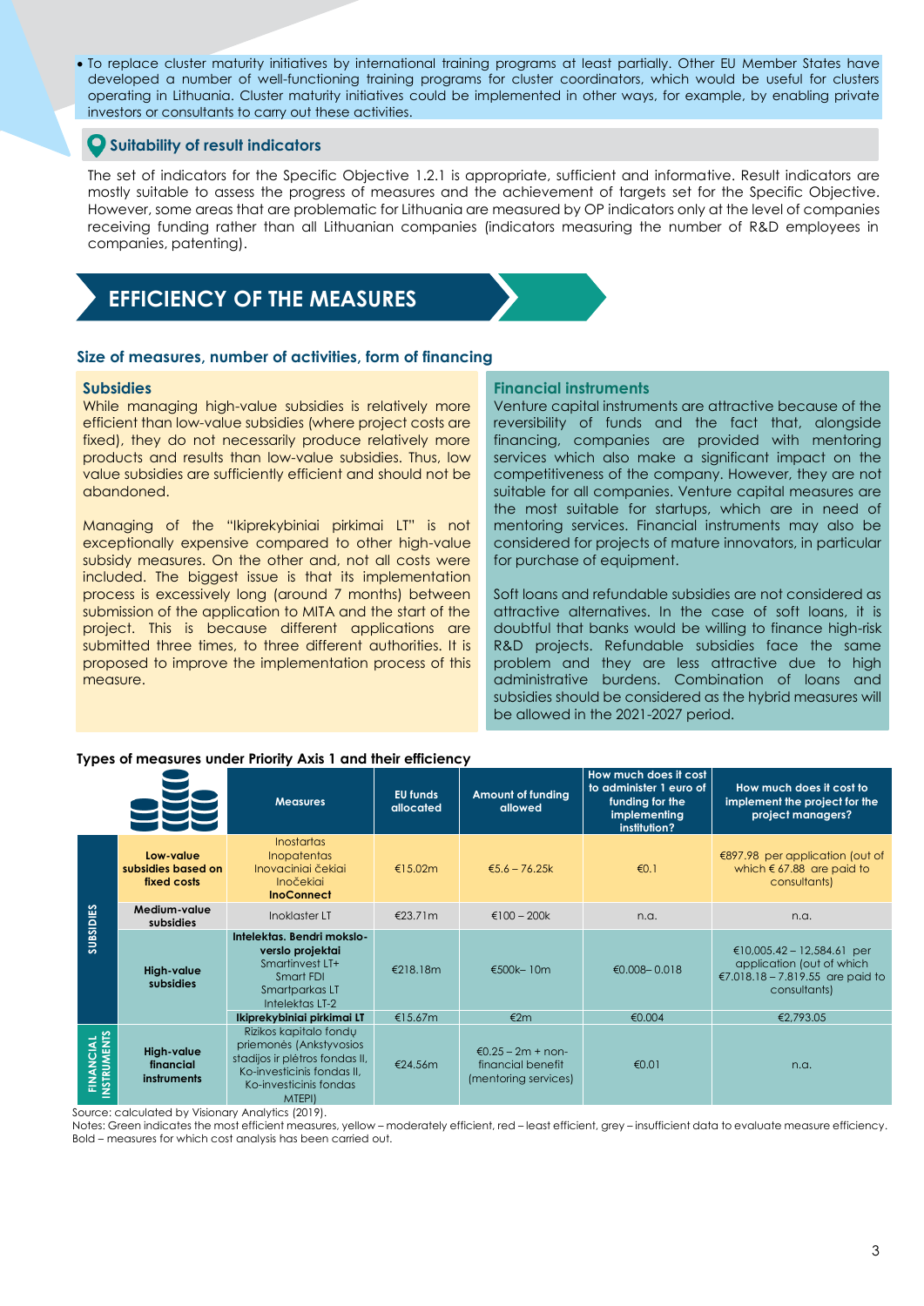- To replace cluster maturity initiatives by international training programs at least partially. Other EU Member States have developed a number of well-functioning training programs for cluster coordinators, which would be useful for clusters operating in Lithuania. Cluster maturity initiatives could be implemented in other ways, for example, by enabling private investors or consultants to carry out these activities.

### Suitability of result indicators

The set of indicators for the Specific Objective 1.2.1 is appropriate, sufficient and informative. Result indicators are mostly suitable to assess the progress of measures and the achievement of targets set for the Specific Objective. However, some areas that are problematic for Lithuania are measured by OP indicators only at the level of companies receiving funding rather than all Lithuanian companies (indicators measuring the number of R&D employees in companies, patenting).

## EFFICIENCY OF THE MEASURES

### Size of measures, number of activities, form of financing

#### Subsidies

While managing high-value subsidies is relatively more efficient than low-value subsidies (where project costs are fixed), they do not necessarily produce relatively more products and results than low-value subsidies. Thus, low value subsidies are sufficiently efficient and should not be abandoned.

Managing of the "Ikiprekybiniai pirkimai LT" is not exceptionally expensive compared to other high-value subsidy measures. On the other and, not all costs were included. The biggest issue is that its implementation process is excessively long (around 7 months) between submission of the application to MITA and the start of the project. This is because different applications are submitted three times, to three different authorities. It is proposed to improve the implementation process of this measure.

#### Financial instruments

Venture capital instruments are attractive because of the reversibility of funds and the fact that, alongside financing, companies are provided with mentoring services which also make a significant impact on the competitiveness of the company. However, they are not suitable for all companies. Venture capital measures are the most suitable for startups, which are in need of mentoring services. Financial instruments may also be considered for projects of mature innovators, in particular for purchase of equipment.

Soft loans and refundable subsidies are not considered as attractive alternatives. In the case of soft loans, it is doubtful that banks would be willing to finance high-risk R&D projects. Refundable subsidies face the same problem and they are less attractive due to high administrative burdens. Combination of loans and subsidies should be considered as the hybrid measures will be allowed in the 2021-2027 period.

**Types of measures under Priority Axis 1 and their efficiency**

| | | Measures | EU funds allocated | Amount of funding allowed | How much does it cost to administer 1 euro of funding for the implementing institution? | How much does it cost to implement the project for the project managers? |
|---|---|---|---|---|---|---|
| SUBSIDIES | Low-value subsidies based on fixed costs | Inostartas Inopatentas Inovaciniai čekiai Inočekiai **InoConnect** | €15.02m | €5.6 – 76.25k | €0.1 | €897.98 per application (out of which € 67.88 are paid to consultants) |
| | Medium-value subsidies | Inoklaster LT | €23.71m | €100 – 200k | n.a. | n.a. |
| | High-value subsidies | **Intelektas. Bendri mokslo-verslo projektai** Smartinvest LT+ Smart FDI Smartparkas LT Intelektas LT-2 | €218.18m | €500k– 10m | €0.008– 0.018 | €10,005.42 – 12,584.61 per application (out of which €7,018.18 – 7,819.55 are paid to consultants) |
| | | **Ikiprekybiniai pirkimai LT** | €15.67m | €2m | €0.004 | €2,793.05 |
| FINANCIAL INSTRUMENTS | High-value financial instruments | Rizikos kapitalo fondų priemonės (Ankstyvosios stadijos ir plėtros fondas II, Ko-investicinis fondas II, Ko-investicinis fondas MTEPI) | €24.56m | €0.25 – 2m + non-financial benefit (mentoring services) | €0.01 | n.a. |

Source: calculated by Visionary Analytics (2019).

Notes: Green indicates the most efficient measures, yellow – moderately efficient, red – least efficient, grey – insufficient data to evaluate measure efficiency. Bold – measures for which cost analysis has been carried out.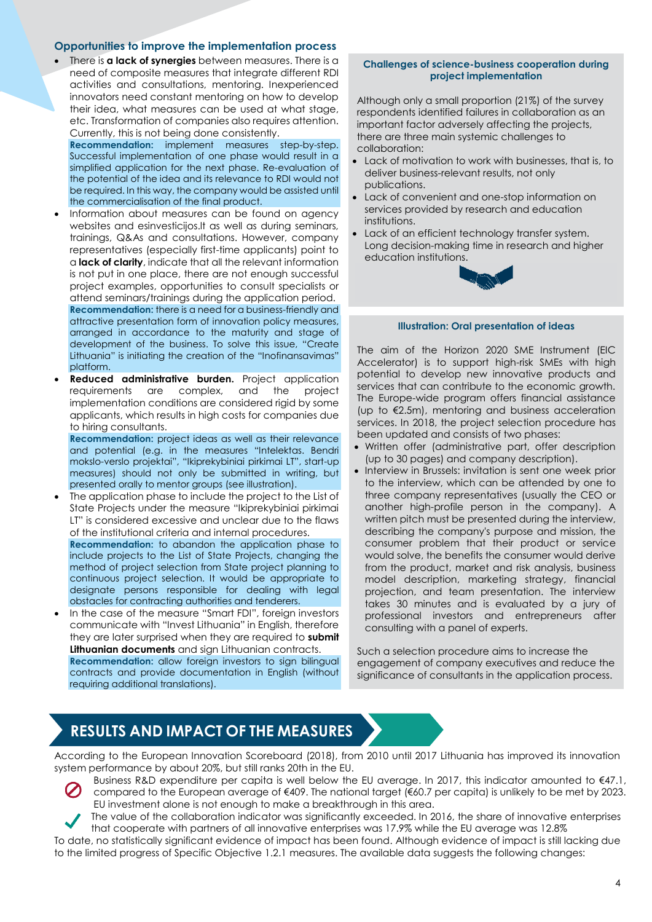### Opportunities to improve the implementation process

- There is **a lack of synergies** between measures. There is a need of composite measures that integrate different RDI activities and consultations, mentoring. Inexperienced innovators need constant mentoring on how to develop their idea, what measures can be used at what stage, etc. Transformation of companies also requires attention. Currently, this is not being done consistently.

  **Recommendation:** implement measures step-by-step. Successful implementation of one phase would result in a simplified application for the next phase. Re-evaluation of the potential of the idea and its relevance to RDI would not be required. In this way, the company would be assisted until the commercialisation of the final product.

- Information about measures can be found on agency websites and esinvesticijos.lt as well as during seminars, trainings, Q&As and consultations. However, company representatives (especially first-time applicants) point to a **lack of clarity**, indicate that all the relevant information is not put in one place, there are not enough successful project examples, opportunities to consult specialists or attend seminars/trainings during the application period.

  **Recommendation:** there is a need for a business-friendly and attractive presentation form of innovation policy measures, arranged in accordance to the maturity and stage of development of the business. To solve this issue, "Create Lithuania" is initiating the creation of the "Inofinansavimas" platform.

- **Reduced administrative burden.** Project application requirements are complex, and the project implementation conditions are considered rigid by some applicants, which results in high costs for companies due to hiring consultants.

  **Recommendation:** project ideas as well as their relevance and potential (e.g. in the measures "Intelektas. Bendri mokslo-verslo projektai", "Ikiprekybiniai pirkimai LT", start-up measures) should not only be submitted in writing, but presented orally to mentor groups (see illustration).

- The application phase to include the project to the List of State Projects under the measure "Ikiprekybiniai pirkimai LT" is considered excessive and unclear due to the flaws of the institutional criteria and internal procedures.

  **Recommendation:** to abandon the application phase to include projects to the List of State Projects, changing the method of project selection from State project planning to continuous project selection. It would be appropriate to designate persons responsible for dealing with legal obstacles for contracting authorities and tenderers.

- In the case of the measure "Smart FDI", foreign investors communicate with "Invest Lithuania" in English, therefore they are later surprised when they are required to **submit Lithuanian documents** and sign Lithuanian contracts.

  **Recommendation:** allow foreign investors to sign bilingual contracts and provide documentation in English (without requiring additional translations).

#### Challenges of science-business cooperation during project implementation

Although only a small proportion (21%) of the survey respondents identified failures in collaboration as an important factor adversely affecting the projects, there are three main systemic challenges to collaboration:

- Lack of motivation to work with businesses, that is, to deliver business-relevant results, not only publications.
- Lack of convenient and one-stop information on services provided by research and education institutions.
- Lack of an efficient technology transfer system. Long decision-making time in research and higher education institutions.

#### Illustration: Oral presentation of ideas

The aim of the Horizon 2020 SME Instrument (EIC Accelerator) is to support high-risk SMEs with high potential to develop new innovative products and services that can contribute to the economic growth. The Europe-wide program offers financial assistance (up to €2.5m), mentoring and business acceleration services. In 2018, the project selection procedure has been updated and consists of two phases:

- Written offer (administrative part, offer description (up to 30 pages) and company description).
- Interview in Brussels: invitation is sent one week prior to the interview, which can be attended by one to three company representatives (usually the CEO or another high-profile person in the company). A written pitch must be presented during the interview, describing the company's purpose and mission, the consumer problem that their product or service would solve, the benefits the consumer would derive from the product, market and risk analysis, business model description, marketing strategy, financial projection, and team presentation. The interview takes 30 minutes and is evaluated by a jury of professional investors and entrepreneurs after consulting with a panel of experts.

Such a selection procedure aims to increase the engagement of company executives and reduce the significance of consultants in the application process.

## RESULTS AND IMPACT OF THE MEASURES

According to the European Innovation Scoreboard (2018), from 2010 until 2017 Lithuania has improved its innovation system performance by about 20%, but still ranks 20th in the EU.

- Business R&D expenditure per capita is well below the EU average. In 2017, this indicator amounted to €47.1, compared to the European average of €409. The national target (€60.7 per capita) is unlikely to be met by 2023. EU investment alone is not enough to make a breakthrough in this area.
- The value of the collaboration indicator was significantly exceeded. In 2016, the share of innovative enterprises that cooperate with partners of all innovative enterprises was 17.9% while the EU average was 12.8%

To date, no statistically significant evidence of impact has been found. Although evidence of impact is still lacking due to the limited progress of Specific Objective 1.2.1 measures. The available data suggests the following changes: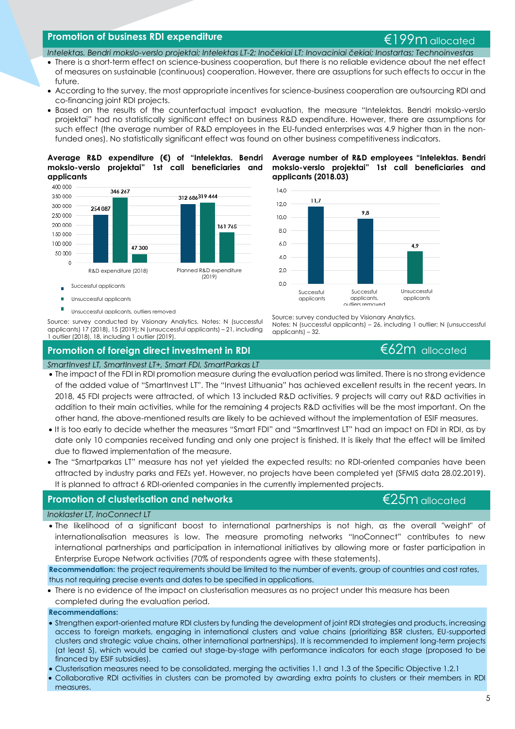## Promotion of business RDI expenditure

€199m allocated

*Intelektas. Bendri mokslo-verslo projektai; Intelektas LT-2; Inočekiai LT; Inovaciniai čekiai; Inostartas; Technoinvestas*

- There is a short-term effect on science-business cooperation, but there is no reliable evidence about the net effect of measures on sustainable (continuous) cooperation. However, there are assumptions for such effects to occur in the future.
- According to the survey, the most appropriate incentives for science-business cooperation are outsourcing RDI and co-financing joint RDI projects.
- Based on the results of the counterfactual impact evaluation, the measure "Intelektas. Bendri mokslo-verslo projektai" had no statistically significant effect on business R&D expenditure. However, there are assumptions for such effect (the average number of R&D employees in the EU-funded enterprises was 4.9 higher than in the non-funded ones). No statistically significant effect was found on other business competitiveness indicators.

**Average R&D expenditure (€) of "Intelektas. Bendri mokslo-verslo projektai" 1st call beneficiaries and applicants**

| | R&D expenditure (2018) | Planned R&D expenditure (2019) |
|---|---|---|
| Successful applicants | 254 087 | 312 686 |
| Unsuccessful applicants | 346 267 | 319 444 |
| Unsuccessful applicants, outliers removed | 47 300 | 161 765 |

Source: survey conducted by Visionary Analytics. Notes: N (successful applicants) 17 (2018), 15 (2019); N (unsuccessful applicants) – 21, including 1 outlier (2018), 18, including 1 outlier (2019).

**Average number of R&D employees "Intelektas. Bendri mokslo-verslo projektai" 1st call beneficiaries and applicants (2018.03)**

| Successful applicants | Successful applicants, outliers removed | Unsuccessful applicants |
|---|---|---|
| 11,7 | 9,8 | 4,9 |

Source: survey conducted by Visionary Analytics.
Notes: N (successful applicants) – 26, including 1 outlier; N (unsuccessful applicants) – 32.

## Promotion of foreign direct investment in RDI

€62m allocated

*SmartInvest LT, SmartInvest LT+, Smart FDI, SmartParkas LT*

- The impact of the FDI in RDI promotion measure during the evaluation period was limited. There is no strong evidence of the added value of "SmartInvest LT". The "Invest Lithuania" has achieved excellent results in the recent years. In 2018, 45 FDI projects were attracted, of which 13 included R&D activities. 9 projects will carry out R&D activities in addition to their main activities, while for the remaining 4 projects R&D activities will be the most important. On the other hand, the above-mentioned results are likely to be achieved without the implementation of ESIF measures.
- It is too early to decide whether the measures "Smart FDI" and "SmartInvest LT" had an impact on FDI in RDI, as by date only 10 companies received funding and only one project is finished. It is likely that the effect will be limited due to flawed implementation of the measure.
- The "Smartparkas LT" measure has not yet yielded the expected results: no RDI-oriented companies have been attracted by industry parks and FEZs yet. However, no projects have been completed yet (SFMIS data 28.02.2019). It is planned to attract 6 RDI-oriented companies in the currently implemented projects.

## Promotion of clusterisation and networks

€25m allocated

*Inoklaster LT, InoConnect LT*

- The likelihood of a significant boost to international partnerships is not high, as the overall "weight" of internationalisation measures is low. The measure promoting networks "InoConnect" contributes to new international partnerships and participation in international initiatives by allowing more or faster participation in Enterprise Europe Network activities (70% of respondents agree with these statements).

**Recommendation:** the project requirements should be limited to the number of events, group of countries and cost rates, thus not requiring precise events and dates to be specified in applications.

- There is no evidence of the impact on clusterisation measures as no project under this measure has been completed during the evaluation period.

**Recommendations:**

- Strengthen export-oriented mature RDI clusters by funding the development of joint RDI strategies and products, increasing access to foreign markets, engaging in international clusters and value chains (prioritizing BSR clusters, EU-supported clusters and strategic value chains, other international partnerships). It is recommended to implement long-term projects (at least 5), which would be carried out stage-by-stage with performance indicators for each stage (proposed to be financed by ESIF subsidies).
- Clusterisation measures need to be consolidated, merging the activities 1.1 and 1.3 of the Specific Objective 1.2.1
- Collaborative RDI activities in clusters can be promoted by awarding extra points to clusters or their members in RDI measures.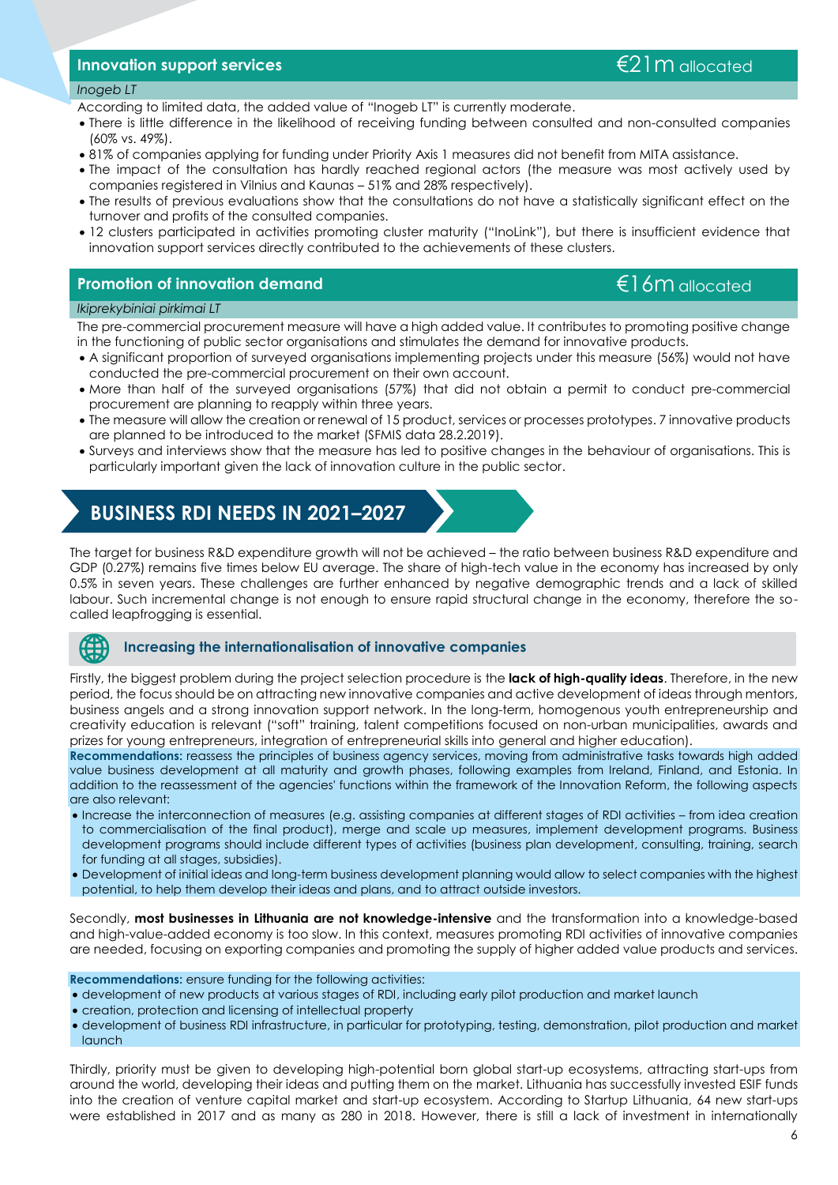## Innovation support services — €21m allocated

*Inogeb LT*

According to limited data, the added value of "Inogeb LT" is currently moderate.

- There is little difference in the likelihood of receiving funding between consulted and non-consulted companies (60% vs. 49%).
- 81% of companies applying for funding under Priority Axis 1 measures did not benefit from MITA assistance.
- The impact of the consultation has hardly reached regional actors (the measure was most actively used by companies registered in Vilnius and Kaunas – 51% and 28% respectively).
- The results of previous evaluations show that the consultations do not have a statistically significant effect on the turnover and profits of the consulted companies.
- 12 clusters participated in activities promoting cluster maturity ("InoLink"), but there is insufficient evidence that innovation support services directly contributed to the achievements of these clusters.

## Promotion of innovation demand — €16m allocated

*Ikiprekybiniai pirkimai LT*

The pre-commercial procurement measure will have a high added value. It contributes to promoting positive change in the functioning of public sector organisations and stimulates the demand for innovative products.

- A significant proportion of surveyed organisations implementing projects under this measure (56%) would not have conducted the pre-commercial procurement on their own account.
- More than half of the surveyed organisations (57%) that did not obtain a permit to conduct pre-commercial procurement are planning to reapply within three years.
- The measure will allow the creation or renewal of 15 product, services or processes prototypes. 7 innovative products are planned to be introduced to the market (SFMIS data 28.2.2019).
- Surveys and interviews show that the measure has led to positive changes in the behaviour of organisations. This is particularly important given the lack of innovation culture in the public sector.

# BUSINESS RDI NEEDS IN 2021–2027

The target for business R&D expenditure growth will not be achieved – the ratio between business R&D expenditure and GDP (0.27%) remains five times below EU average. The share of high-tech value in the economy has increased by only 0.5% in seven years. These challenges are further enhanced by negative demographic trends and a lack of skilled labour. Such incremental change is not enough to ensure rapid structural change in the economy, therefore the so-called leapfrogging is essential.

### Increasing the internationalisation of innovative companies

Firstly, the biggest problem during the project selection procedure is the **lack of high-quality ideas**. Therefore, in the new period, the focus should be on attracting new innovative companies and active development of ideas through mentors, business angels and a strong innovation support network. In the long-term, homogenous youth entrepreneurship and creativity education is relevant ("soft" training, talent competitions focused on non-urban municipalities, awards and prizes for young entrepreneurs, integration of entrepreneurial skills into general and higher education).

**Recommendations:** reassess the principles of business agency services, moving from administrative tasks towards high added value business development at all maturity and growth phases, following examples from Ireland, Finland, and Estonia. In addition to the reassessment of the agencies' functions within the framework of the Innovation Reform, the following aspects are also relevant:

- Increase the interconnection of measures (e.g. assisting companies at different stages of RDI activities – from idea creation to commercialisation of the final product), merge and scale up measures, implement development programs. Business development programs should include different types of activities (business plan development, consulting, training, search for funding at all stages, subsidies).
- Development of initial ideas and long-term business development planning would allow to select companies with the highest potential, to help them develop their ideas and plans, and to attract outside investors.

Secondly, **most businesses in Lithuania are not knowledge-intensive** and the transformation into a knowledge-based and high-value-added economy is too slow. In this context, measures promoting RDI activities of innovative companies are needed, focusing on exporting companies and promoting the supply of higher added value products and services.

**Recommendations:** ensure funding for the following activities:

- development of new products at various stages of RDI, including early pilot production and market launch
- creation, protection and licensing of intellectual property
- development of business RDI infrastructure, in particular for prototyping, testing, demonstration, pilot production and market launch

Thirdly, priority must be given to developing high-potential born global start-up ecosystems, attracting start-ups from around the world, developing their ideas and putting them on the market. Lithuania has successfully invested ESIF funds into the creation of venture capital market and start-up ecosystem. According to Startup Lithuania, 64 new start-ups were established in 2017 and as many as 280 in 2018. However, there is still a lack of investment in internationally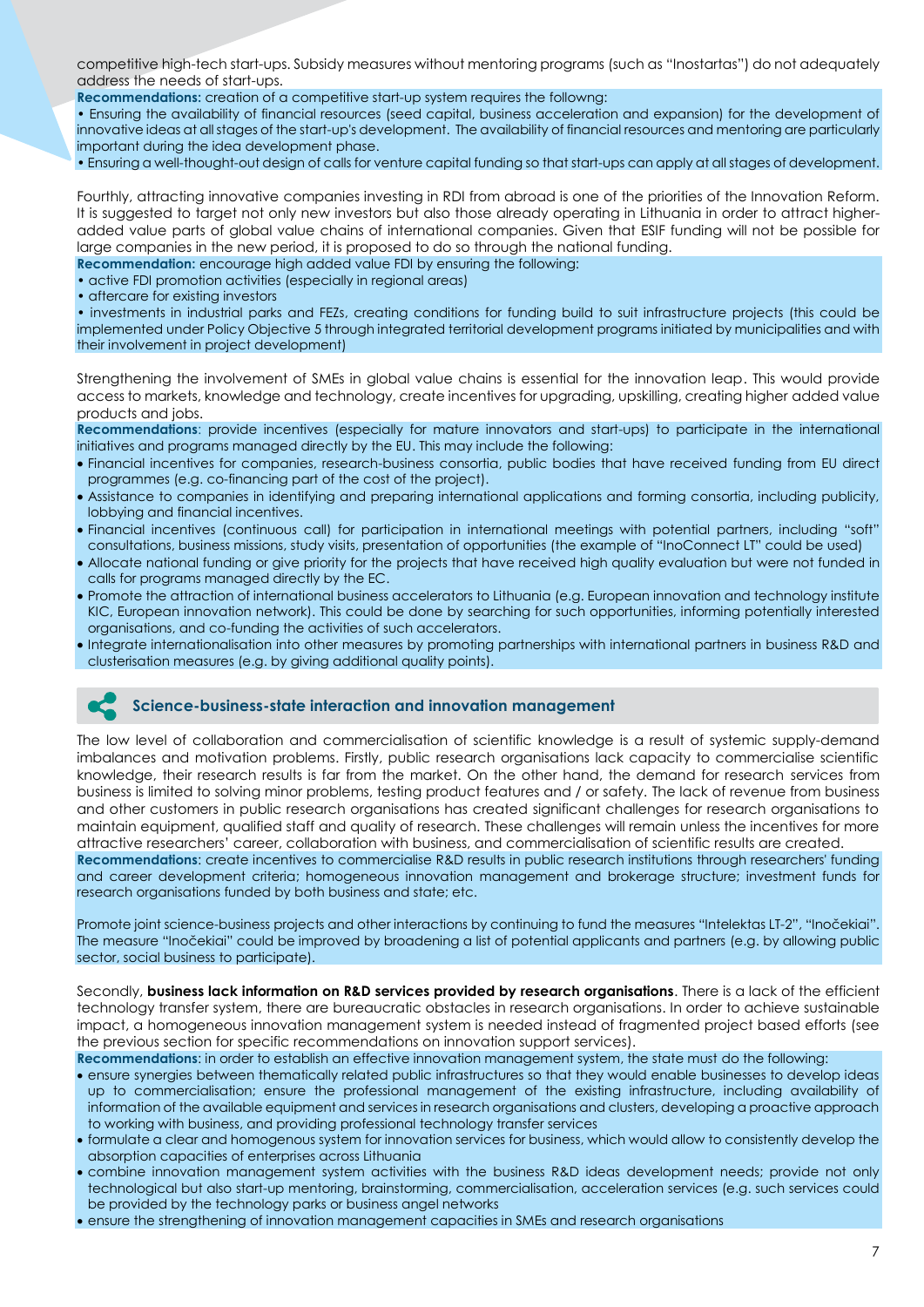competitive high-tech start-ups. Subsidy measures without mentoring programs (such as "Inostartas") do not adequately address the needs of start-ups.

**Recommendations:** creation of a competitive start-up system requires the followng:

• Ensuring the availability of financial resources (seed capital, business acceleration and expansion) for the development of innovative ideas at all stages of the start-up's development. The availability of financial resources and mentoring are particularly important during the idea development phase.

• Ensuring a well-thought-out design of calls for venture capital funding so that start-ups can apply at all stages of development.

Fourthly, attracting innovative companies investing in RDI from abroad is one of the priorities of the Innovation Reform. It is suggested to target not only new investors but also those already operating in Lithuania in order to attract higher-added value parts of global value chains of international companies. Given that ESIF funding will not be possible for large companies in the new period, it is proposed to do so through the national funding.

**Recommendation:** encourage high added value FDI by ensuring the following:

• active FDI promotion activities (especially in regional areas)

• aftercare for existing investors

• investments in industrial parks and FEZs, creating conditions for funding build to suit infrastructure projects (this could be implemented under Policy Objective 5 through integrated territorial development programs initiated by municipalities and with their involvement in project development)

Strengthening the involvement of SMEs in global value chains is essential for the innovation leap. This would provide access to markets, knowledge and technology, create incentives for upgrading, upskilling, creating higher added value products and jobs.

**Recommendations**: provide incentives (especially for mature innovators and start-ups) to participate in the international initiatives and programs managed directly by the EU. This may include the following:

- Financial incentives for companies, research-business consortia, public bodies that have received funding from EU direct programmes (e.g. co-financing part of the cost of the project).
- Assistance to companies in identifying and preparing international applications and forming consortia, including publicity, lobbying and financial incentives.
- Financial incentives (continuous call) for participation in international meetings with potential partners, including "soft" consultations, business missions, study visits, presentation of opportunities (the example of "InoConnect LT" could be used)
- Allocate national funding or give priority for the projects that have received high quality evaluation but were not funded in calls for programs managed directly by the EC.
- Promote the attraction of international business accelerators to Lithuania (e.g. European innovation and technology institute KIC, European innovation network). This could be done by searching for such opportunities, informing potentially interested organisations, and co-funding the activities of such accelerators.
- Integrate internationalisation into other measures by promoting partnerships with international partners in business R&D and clusterisation measures (e.g. by giving additional quality points).

## Science-business-state interaction and innovation management

The low level of collaboration and commercialisation of scientific knowledge is a result of systemic supply-demand imbalances and motivation problems. Firstly, public research organisations lack capacity to commercialise scientific knowledge, their research results is far from the market. On the other hand, the demand for research services from business is limited to solving minor problems, testing product features and / or safety. The lack of revenue from business and other customers in public research organisations has created significant challenges for research organisations to maintain equipment, qualified staff and quality of research. These challenges will remain unless the incentives for more attractive researchers' career, collaboration with business, and commercialisation of scientific results are created.

**Recommendations**: create incentives to commercialise R&D results in public research institutions through researchers' funding and career development criteria; homogeneous innovation management and brokerage structure; investment funds for research organisations funded by both business and state; etc.

Promote joint science-business projects and other interactions by continuing to fund the measures "Intelektas LT-2", "Inočekiai". The measure "Inočekiai" could be improved by broadening a list of potential applicants and partners (e.g. by allowing public sector, social business to participate).

Secondly, **business lack information on R&D services provided by research organisations**. There is a lack of the efficient technology transfer system, there are bureaucratic obstacles in research organisations. In order to achieve sustainable impact, a homogeneous innovation management system is needed instead of fragmented project based efforts (see the previous section for specific recommendations on innovation support services).

**Recommendations:** in order to establish an effective innovation management system, the state must do the following:

- ensure synergies between thematically related public infrastructures so that they would enable businesses to develop ideas up to commercialisation; ensure the professional management of the existing infrastructure, including availability of information of the available equipment and services in research organisations and clusters, developing a proactive approach to working with business, and providing professional technology transfer services
- formulate a clear and homogenous system for innovation services for business, which would allow to consistently develop the absorption capacities of enterprises across Lithuania
- combine innovation management system activities with the business R&D ideas development needs; provide not only technological but also start-up mentoring, brainstorming, commercialisation, acceleration services (e.g. such services could be provided by the technology parks or business angel networks
- ensure the strengthening of innovation management capacities in SMEs and research organisations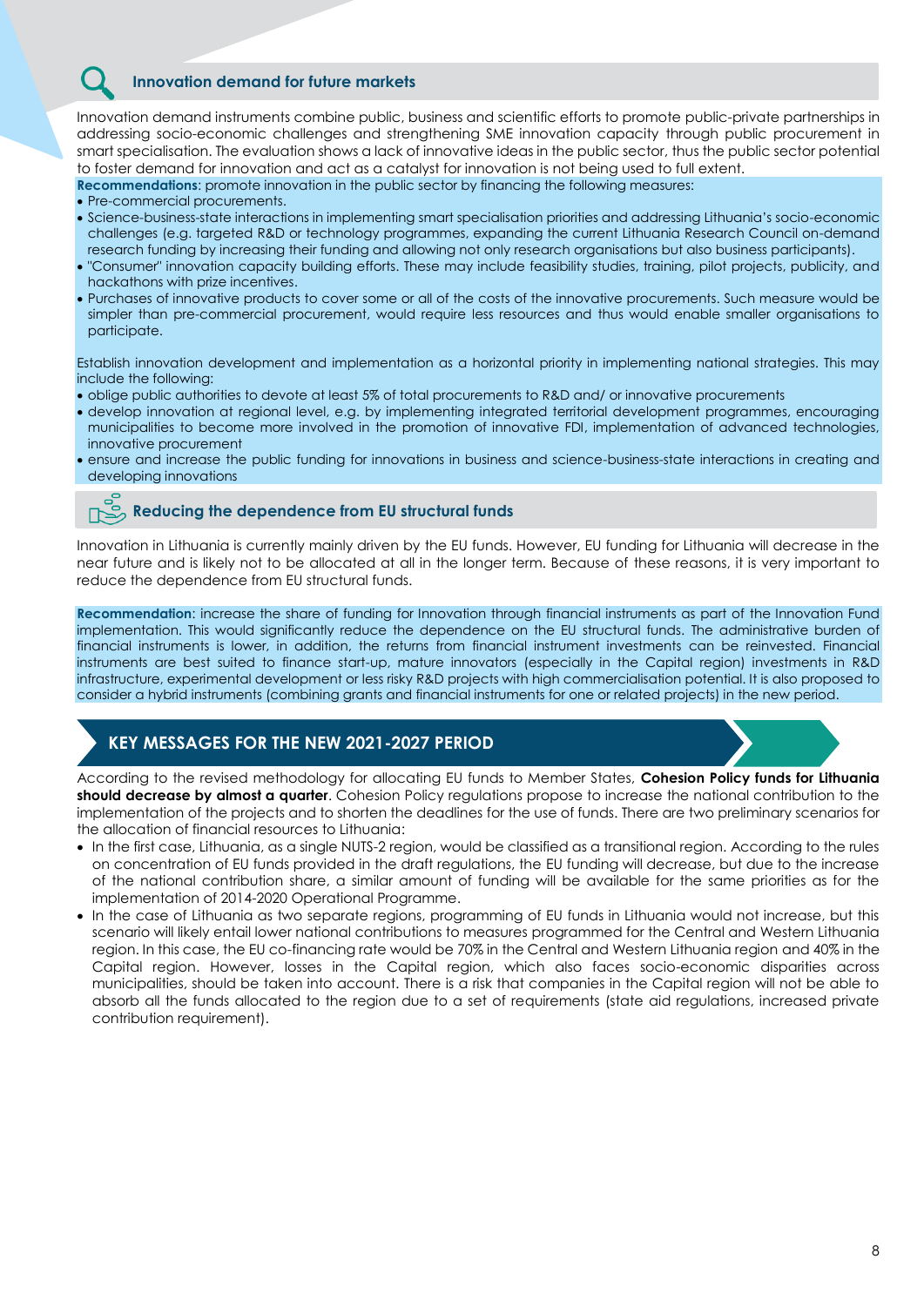## Innovation demand for future markets

Innovation demand instruments combine public, business and scientific efforts to promote public-private partnerships in addressing socio-economic challenges and strengthening SME innovation capacity through public procurement in smart specialisation. The evaluation shows a lack of innovative ideas in the public sector, thus the public sector potential to foster demand for innovation and act as a catalyst for innovation is not being used to full extent.

**Recommendations**: promote innovation in the public sector by financing the following measures:

- Pre-commercial procurements.
- Science-business-state interactions in implementing smart specialisation priorities and addressing Lithuania's socio-economic challenges (e.g. targeted R&D or technology programmes, expanding the current Lithuania Research Council on-demand research funding by increasing their funding and allowing not only research organisations but also business participants).
- "Consumer" innovation capacity building efforts. These may include feasibility studies, training, pilot projects, publicity, and hackathons with prize incentives.
- Purchases of innovative products to cover some or all of the costs of the innovative procurements. Such measure would be simpler than pre-commercial procurement, would require less resources and thus would enable smaller organisations to participate.

Establish innovation development and implementation as a horizontal priority in implementing national strategies. This may include the following:

- oblige public authorities to devote at least 5% of total procurements to R&D and/ or innovative procurements
- develop innovation at regional level, e.g. by implementing integrated territorial development programmes, encouraging municipalities to become more involved in the promotion of innovative FDI, implementation of advanced technologies, innovative procurement
- ensure and increase the public funding for innovations in business and science-business-state interactions in creating and developing innovations

## Reducing the dependence from EU structural funds

Innovation in Lithuania is currently mainly driven by the EU funds. However, EU funding for Lithuania will decrease in the near future and is likely not to be allocated at all in the longer term. Because of these reasons, it is very important to reduce the dependence from EU structural funds.

**Recommendation**: increase the share of funding for Innovation through financial instruments as part of the Innovation Fund implementation. This would significantly reduce the dependence on the EU structural funds. The administrative burden of financial instruments is lower, in addition, the returns from financial instrument investments can be reinvested. Financial instruments are best suited to finance start-up, mature innovators (especially in the Capital region) investments in R&D infrastructure, experimental development or less risky R&D projects with high commercialisation potential. It is also proposed to consider a hybrid instruments (combining grants and financial instruments for one or related projects) in the new period.

## KEY MESSAGES FOR THE NEW 2021-2027 PERIOD

According to the revised methodology for allocating EU funds to Member States, **Cohesion Policy funds for Lithuania should decrease by almost a quarter**. Cohesion Policy regulations propose to increase the national contribution to the implementation of the projects and to shorten the deadlines for the use of funds. There are two preliminary scenarios for the allocation of financial resources to Lithuania:

- In the first case, Lithuania, as a single NUTS-2 region, would be classified as a transitional region. According to the rules on concentration of EU funds provided in the draft regulations, the EU funding will decrease, but due to the increase of the national contribution share, a similar amount of funding will be available for the same priorities as for the implementation of 2014-2020 Operational Programme.
- In the case of Lithuania as two separate regions, programming of EU funds in Lithuania would not increase, but this scenario will likely entail lower national contributions to measures programmed for the Central and Western Lithuania region. In this case, the EU co-financing rate would be 70% in the Central and Western Lithuania region and 40% in the Capital region. However, losses in the Capital region, which also faces socio-economic disparities across municipalities, should be taken into account. There is a risk that companies in the Capital region will not be able to absorb all the funds allocated to the region due to a set of requirements (state aid regulations, increased private contribution requirement).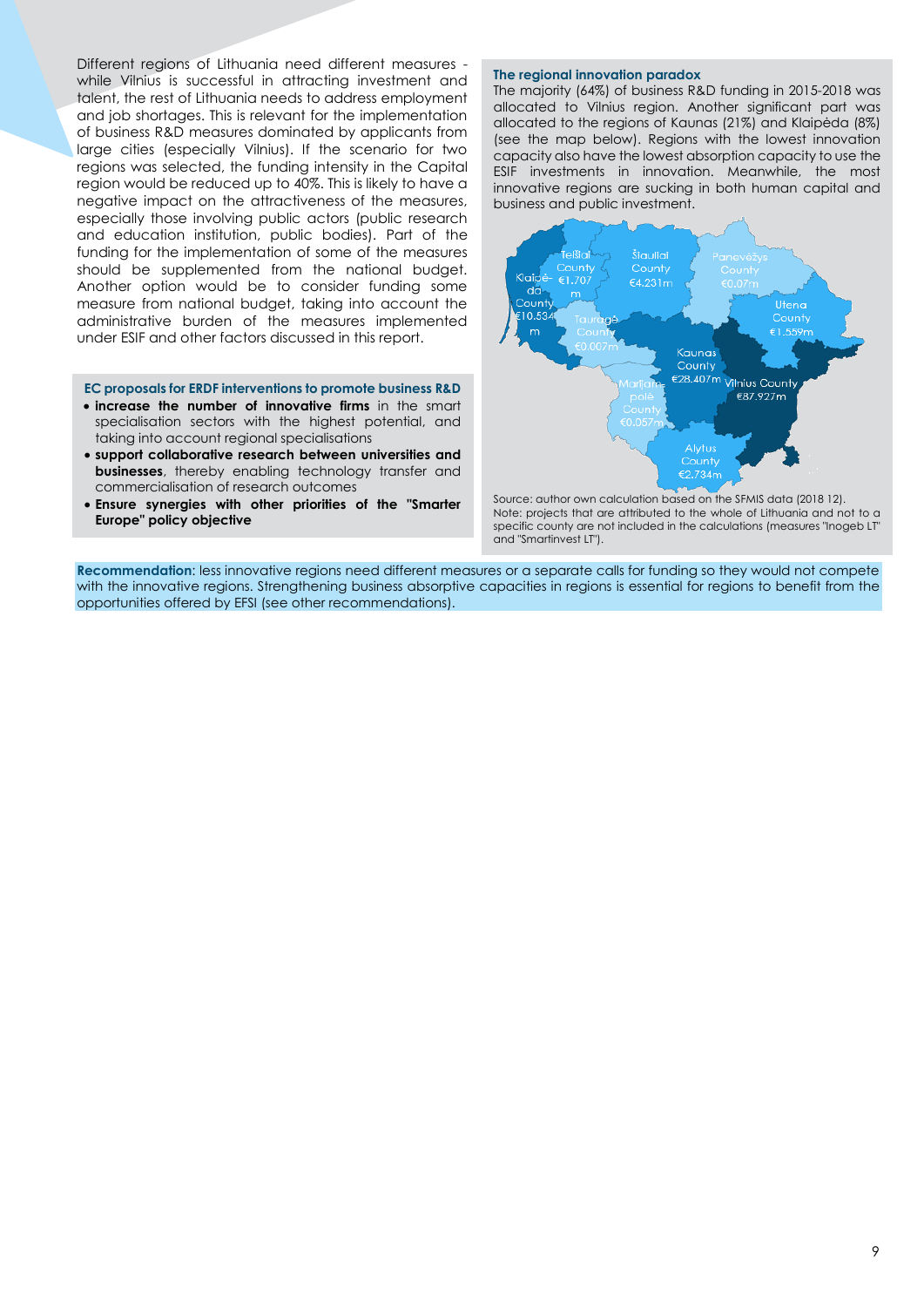Different regions of Lithuania need different measures - while Vilnius is successful in attracting investment and talent, the rest of Lithuania needs to address employment and job shortages. This is relevant for the implementation of business R&D measures dominated by applicants from large cities (especially Vilnius). If the scenario for two regions was selected, the funding intensity in the Capital region would be reduced up to 40%. This is likely to have a negative impact on the attractiveness of the measures, especially those involving public actors (public research and education institution, public bodies). Part of the funding for the implementation of some of the measures should be supplemented from the national budget. Another option would be to consider funding some measure from national budget, taking into account the administrative burden of the measures implemented under ESIF and other factors discussed in this report.

**EC proposals for ERDF interventions to promote business R&D**

- **increase the number of innovative firms** in the smart specialisation sectors with the highest potential, and taking into account regional specialisations
- **support collaborative research between universities and businesses**, thereby enabling technology transfer and commercialisation of research outcomes
- **Ensure synergies with other priorities of the "Smarter Europe" policy objective**

**The regional innovation paradox**

The majority (64%) of business R&D funding in 2015-2018 was allocated to Vilnius region. Another significant part was allocated to the regions of Kaunas (21%) and Klaipėda (8%) (see the map below). Regions with the lowest innovation capacity also have the lowest absorption capacity to use the ESIF investments in innovation. Meanwhile, the most innovative regions are sucking in both human capital and business and public investment.

Telšiai County €1.707m
Šiauliai County €4.231m
Panevėžys County €0.07m
Klaipėda County €10.534m
Tauragė County €0.007m
Utena County €1.559m
Kaunas County €28.407m
Vilnius County €87.927m
Marijampolė County €0.057m
Alytus County €2.734m

Source: author own calculation based on the SFMIS data (2018 12).
Note: projects that are attributed to the whole of Lithuania and not to a specific county are not included in the calculations (measures "Inogeb LT" and "Smartinvest LT").

**Recommendation**: less innovative regions need different measures or a separate calls for funding so they would not compete with the innovative regions. Strengthening business absorptive capacities in regions is essential for regions to benefit from the opportunities offered by EFSI (see other recommendations).